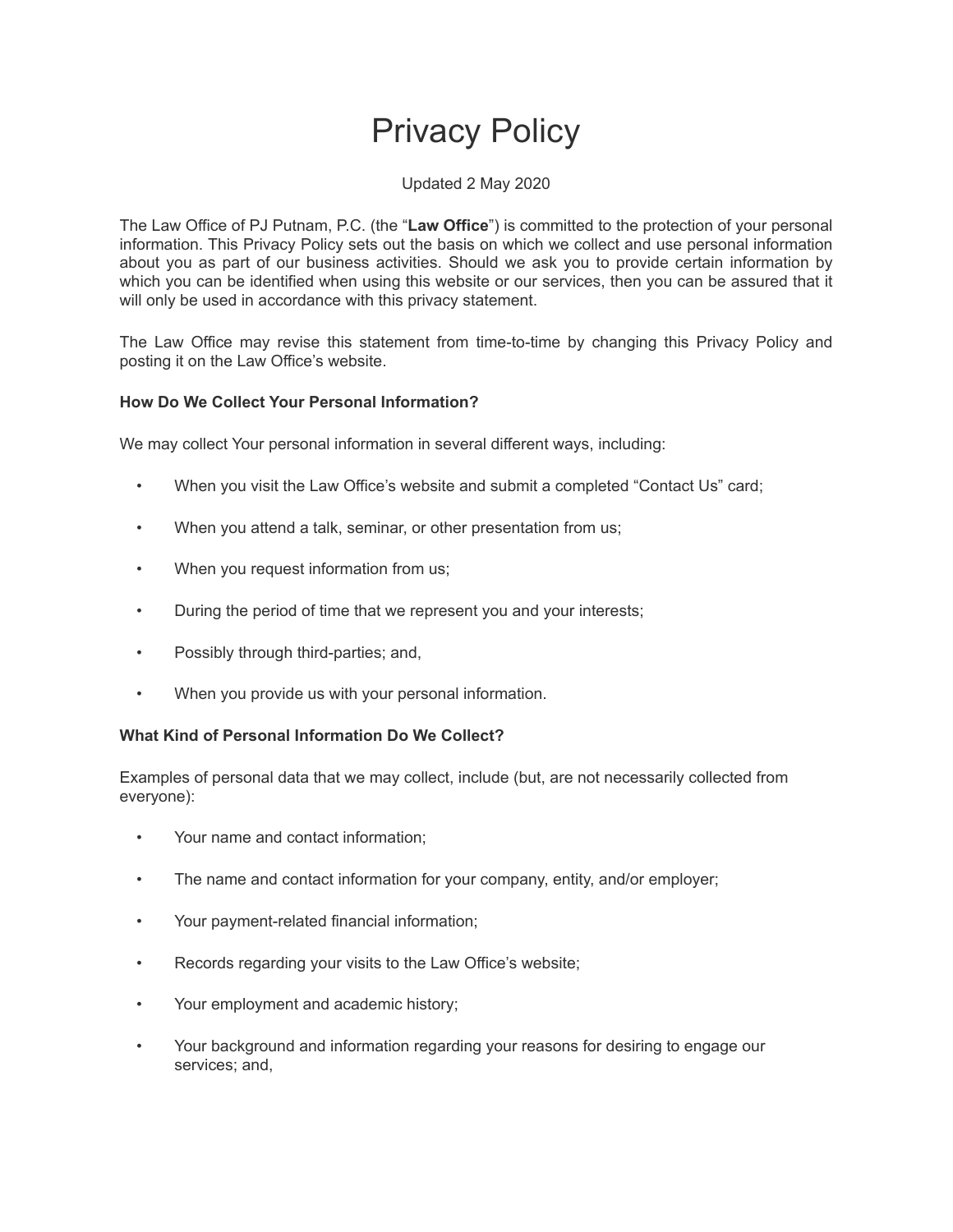# Privacy Policy

Updated 2 May 2020

The Law Office of PJ Putnam, P.C. (the "**Law Office**") is committed to the protection of your personal information. This Privacy Policy sets out the basis on which we collect and use personal information about you as part of our business activities. Should we ask you to provide certain information by which you can be identified when using this website or our services, then you can be assured that it will only be used in accordance with this privacy statement.

The Law Office may revise this statement from time-to-time by changing this Privacy Policy and posting it on the Law Office's website.

**How Do We Collect Your Personal Information?**

We may collect Your personal information in several different ways, including:

- When you visit the Law Office's website and submit a completed "Contact Us" card;
- When you attend a talk, seminar, or other presentation from us;
- When you request information from us;
- During the period of time that we represent you and your interests;
- Possibly through third-parties; and,
- When you provide us with your personal information.

**What Kind of Personal Information Do We Collect?**

Examples of personal data that we may collect, include (but, are not necessarily collected from everyone):

- Your name and contact information;
- The name and contact information for your company, entity, and/or employer;
- Your payment-related financial information;
- Records regarding your visits to the Law Office's website;
- Your employment and academic history;
- Your background and information regarding your reasons for desiring to engage our services; and,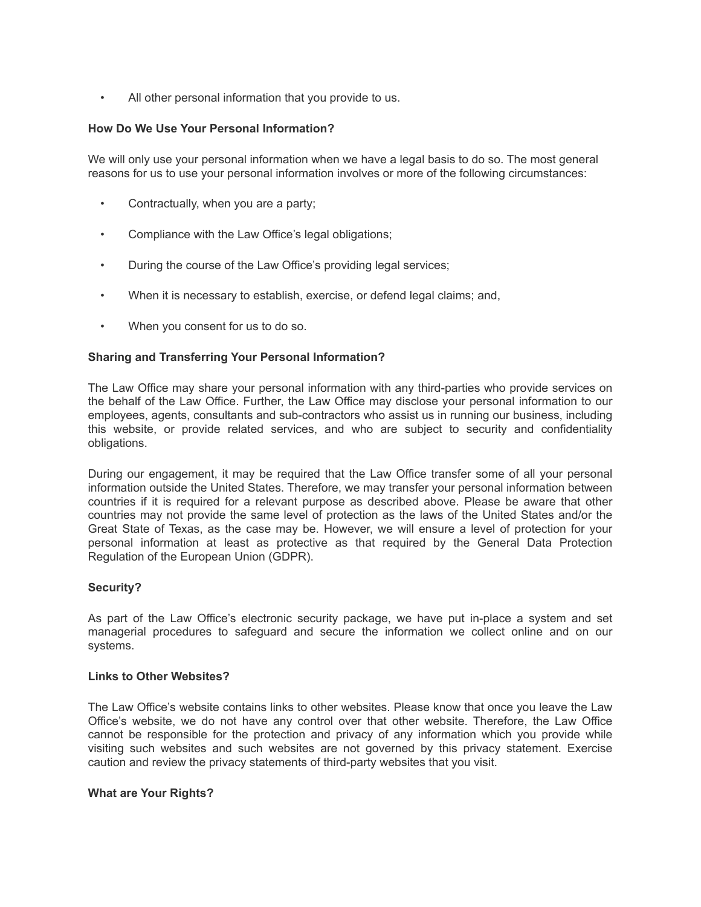- All other personal information that you provide to us.

**How Do We Use Your Personal Information?**

We will only use your personal information when we have a legal basis to do so. The most general reasons for us to use your personal information involves or more of the following circumstances:

- Contractually, when you are a party;
- Compliance with the Law Office's legal obligations;
- During the course of the Law Office's providing legal services;
- When it is necessary to establish, exercise, or defend legal claims; and,
- When you consent for us to do so.

**Sharing and Transferring Your Personal Information?**

The Law Office may share your personal information with any third-parties who provide services on the behalf of the Law Office. Further, the Law Office may disclose your personal information to our employees, agents, consultants and sub-contractors who assist us in running our business, including this website, or provide related services, and who are subject to security and confidentiality obligations.

During our engagement, it may be required that the Law Office transfer some of all your personal information outside the United States. Therefore, we may transfer your personal information between countries if it is required for a relevant purpose as described above. Please be aware that other countries may not provide the same level of protection as the laws of the United States and/or the Great State of Texas, as the case may be. However, we will ensure a level of protection for your personal information at least as protective as that required by the General Data Protection Regulation of the European Union (GDPR).

**Security?**

As part of the Law Office's electronic security package, we have put in-place a system and set managerial procedures to safeguard and secure the information we collect online and on our systems.

**Links to Other Websites?**

The Law Office's website contains links to other websites. Please know that once you leave the Law Office's website, we do not have any control over that other website. Therefore, the Law Office cannot be responsible for the protection and privacy of any information which you provide while visiting such websites and such websites are not governed by this privacy statement. Exercise caution and review the privacy statements of third-party websites that you visit.

**What are Your Rights?**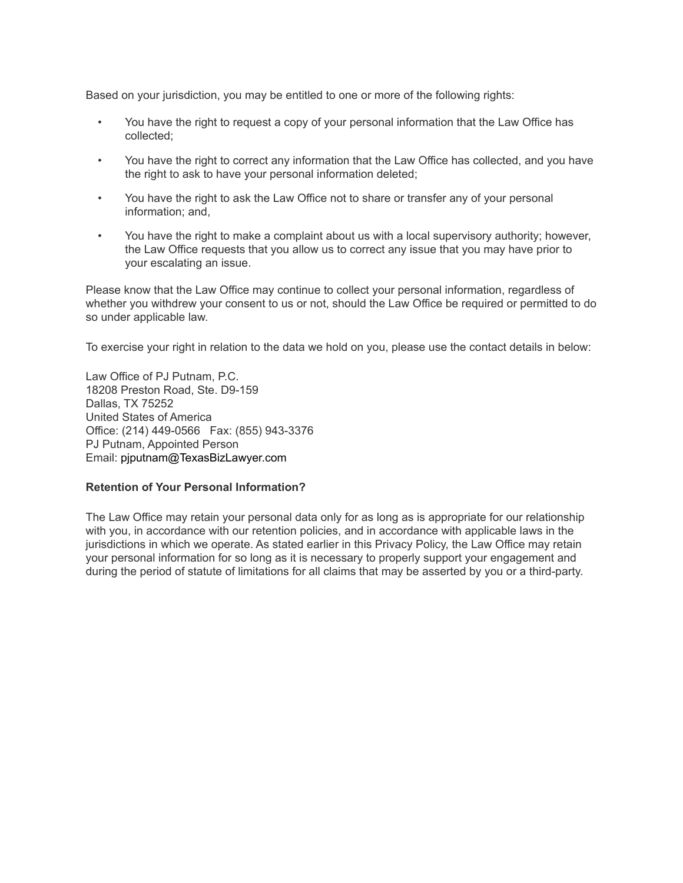Based on your jurisdiction, you may be entitled to one or more of the following rights:

- You have the right to request a copy of your personal information that the Law Office has collected;
- You have the right to correct any information that the Law Office has collected, and you have the right to ask to have your personal information deleted;
- You have the right to ask the Law Office not to share or transfer any of your personal information; and,
- You have the right to make a complaint about us with a local supervisory authority; however, the Law Office requests that you allow us to correct any issue that you may have prior to your escalating an issue.

Please know that the Law Office may continue to collect your personal information, regardless of whether you withdrew your consent to us or not, should the Law Office be required or permitted to do so under applicable law.

To exercise your right in relation to the data we hold on you, please use the contact details in below:

Law Office of PJ Putnam, P.C.
18208 Preston Road, Ste. D9-159
Dallas, TX 75252
United States of America
Office: (214) 449-0566   Fax: (855) 943-3376
PJ Putnam, Appointed Person
Email: pjputnam@TexasBizLawyer.com

**Retention of Your Personal Information?**

The Law Office may retain your personal data only for as long as is appropriate for our relationship with you, in accordance with our retention policies, and in accordance with applicable laws in the jurisdictions in which we operate. As stated earlier in this Privacy Policy, the Law Office may retain your personal information for so long as it is necessary to properly support your engagement and during the period of statute of limitations for all claims that may be asserted by you or a third-party.